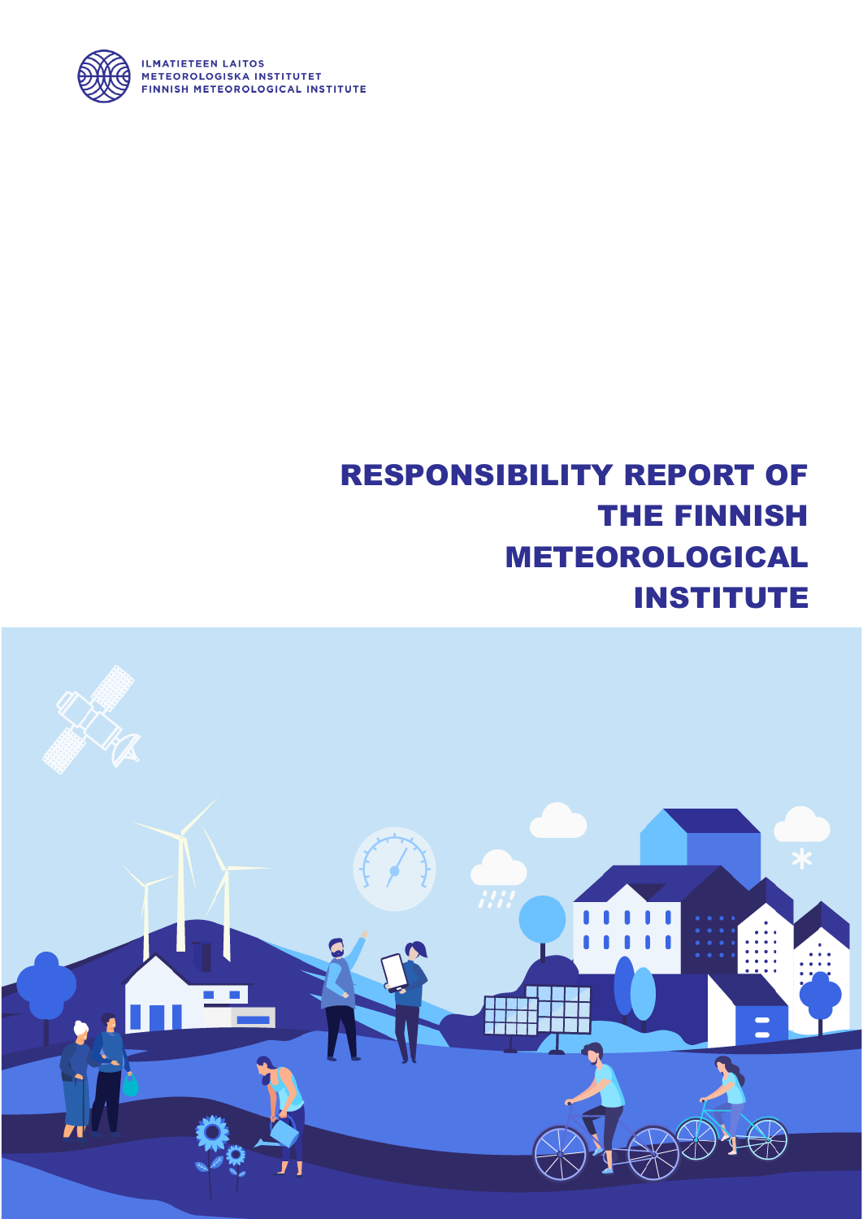ILMATIETEEN LAITOS
METEOROLOGISKA INSTITUTET
FINNISH METEOROLOGICAL INSTITUTE

# RESPONSIBILITY REPORT OF THE FINNISH METEOROLOGICAL INSTITUTE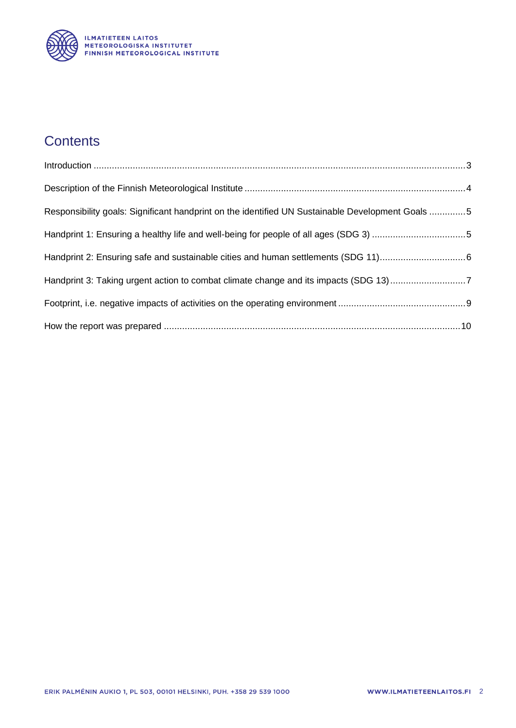# Contents

Introduction ....... 3

Description of the Finnish Meteorological Institute ....... 4

Responsibility goals: Significant handprint on the identified UN Sustainable Development Goals ....... 5

Handprint 1: Ensuring a healthy life and well-being for people of all ages (SDG 3) ....... 5

Handprint 2: Ensuring safe and sustainable cities and human settlements (SDG 11) ....... 6

Handprint 3: Taking urgent action to combat climate change and its impacts (SDG 13) ....... 7

Footprint, i.e. negative impacts of activities on the operating environment ....... 9

How the report was prepared ....... 10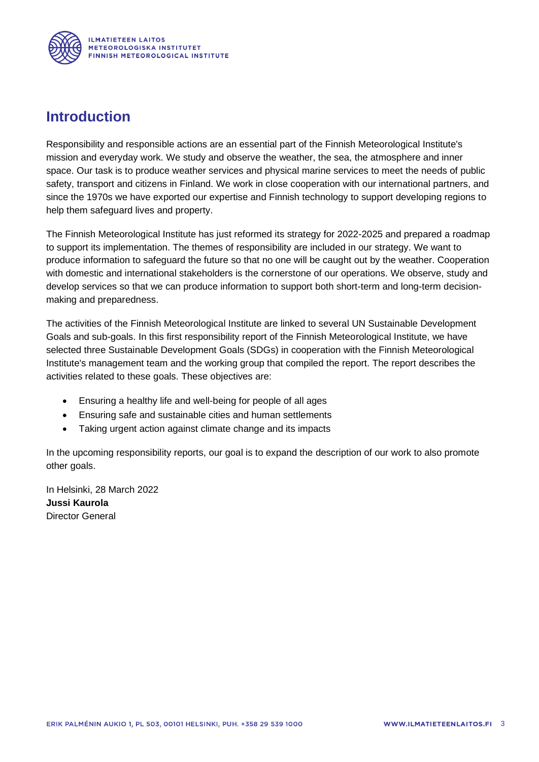# Introduction

Responsibility and responsible actions are an essential part of the Finnish Meteorological Institute's mission and everyday work. We study and observe the weather, the sea, the atmosphere and inner space. Our task is to produce weather services and physical marine services to meet the needs of public safety, transport and citizens in Finland. We work in close cooperation with our international partners, and since the 1970s we have exported our expertise and Finnish technology to support developing regions to help them safeguard lives and property.

The Finnish Meteorological Institute has just reformed its strategy for 2022-2025 and prepared a roadmap to support its implementation. The themes of responsibility are included in our strategy. We want to produce information to safeguard the future so that no one will be caught out by the weather. Cooperation with domestic and international stakeholders is the cornerstone of our operations. We observe, study and develop services so that we can produce information to support both short-term and long-term decision-making and preparedness.

The activities of the Finnish Meteorological Institute are linked to several UN Sustainable Development Goals and sub-goals. In this first responsibility report of the Finnish Meteorological Institute, we have selected three Sustainable Development Goals (SDGs) in cooperation with the Finnish Meteorological Institute's management team and the working group that compiled the report. The report describes the activities related to these goals. These objectives are:

- Ensuring a healthy life and well-being for people of all ages
- Ensuring safe and sustainable cities and human settlements
- Taking urgent action against climate change and its impacts

In the upcoming responsibility reports, our goal is to expand the description of our work to also promote other goals.

In Helsinki, 28 March 2022
**Jussi Kaurola**
Director General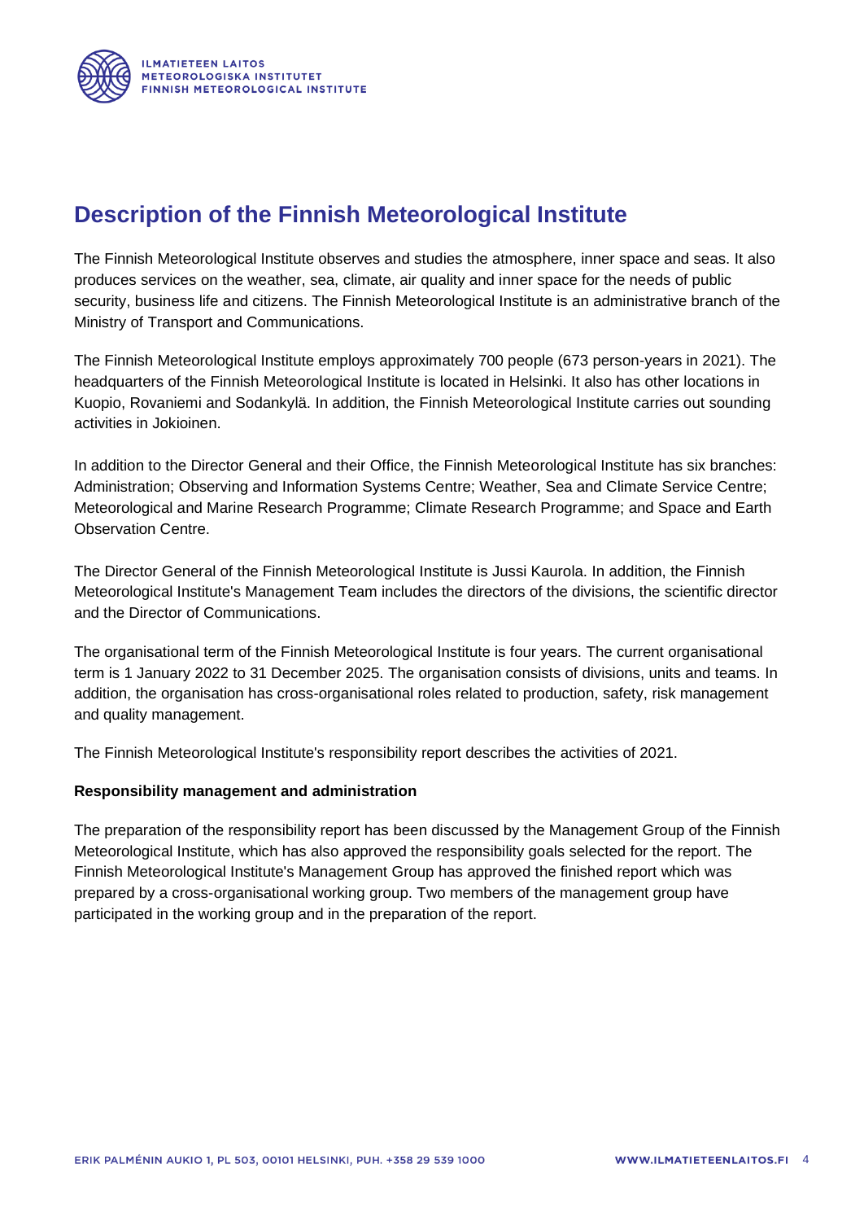# Description of the Finnish Meteorological Institute

The Finnish Meteorological Institute observes and studies the atmosphere, inner space and seas. It also produces services on the weather, sea, climate, air quality and inner space for the needs of public security, business life and citizens. The Finnish Meteorological Institute is an administrative branch of the Ministry of Transport and Communications.

The Finnish Meteorological Institute employs approximately 700 people (673 person-years in 2021). The headquarters of the Finnish Meteorological Institute is located in Helsinki. It also has other locations in Kuopio, Rovaniemi and Sodankylä. In addition, the Finnish Meteorological Institute carries out sounding activities in Jokioinen.

In addition to the Director General and their Office, the Finnish Meteorological Institute has six branches: Administration; Observing and Information Systems Centre; Weather, Sea and Climate Service Centre; Meteorological and Marine Research Programme; Climate Research Programme; and Space and Earth Observation Centre.

The Director General of the Finnish Meteorological Institute is Jussi Kaurola. In addition, the Finnish Meteorological Institute's Management Team includes the directors of the divisions, the scientific director and the Director of Communications.

The organisational term of the Finnish Meteorological Institute is four years. The current organisational term is 1 January 2022 to 31 December 2025. The organisation consists of divisions, units and teams. In addition, the organisation has cross-organisational roles related to production, safety, risk management and quality management.

The Finnish Meteorological Institute's responsibility report describes the activities of 2021.

**Responsibility management and administration**

The preparation of the responsibility report has been discussed by the Management Group of the Finnish Meteorological Institute, which has also approved the responsibility goals selected for the report. The Finnish Meteorological Institute's Management Group has approved the finished report which was prepared by a cross-organisational working group. Two members of the management group have participated in the working group and in the preparation of the report.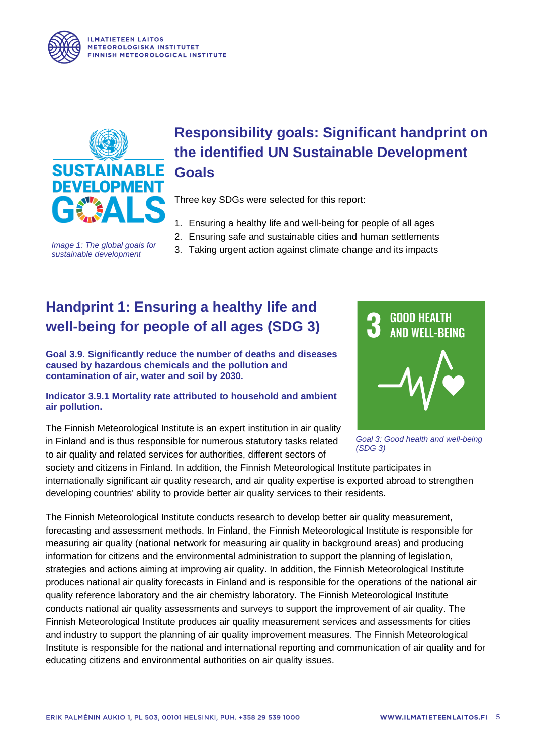*Image 1: The global goals for sustainable development*

## Responsibility goals: Significant handprint on the identified UN Sustainable Development Goals

Three key SDGs were selected for this report:

1. Ensuring a healthy life and well-being for people of all ages
2. Ensuring safe and sustainable cities and human settlements
3. Taking urgent action against climate change and its impacts

## Handprint 1: Ensuring a healthy life and well-being for people of all ages (SDG 3)

**Goal 3.9. Significantly reduce the number of deaths and diseases caused by hazardous chemicals and the pollution and contamination of air, water and soil by 2030.**

**Indicator 3.9.1 Mortality rate attributed to household and ambient air pollution.**

*Goal 3: Good health and well-being (SDG 3)*

The Finnish Meteorological Institute is an expert institution in air quality in Finland and is thus responsible for numerous statutory tasks related to air quality and related services for authorities, different sectors of society and citizens in Finland. In addition, the Finnish Meteorological Institute participates in internationally significant air quality research, and air quality expertise is exported abroad to strengthen developing countries' ability to provide better air quality services to their residents.

The Finnish Meteorological Institute conducts research to develop better air quality measurement, forecasting and assessment methods. In Finland, the Finnish Meteorological Institute is responsible for measuring air quality (national network for measuring air quality in background areas) and producing information for citizens and the environmental administration to support the planning of legislation, strategies and actions aiming at improving air quality. In addition, the Finnish Meteorological Institute produces national air quality forecasts in Finland and is responsible for the operations of the national air quality reference laboratory and the air chemistry laboratory. The Finnish Meteorological Institute conducts national air quality assessments and surveys to support the improvement of air quality. The Finnish Meteorological Institute produces air quality measurement services and assessments for cities and industry to support the planning of air quality improvement measures. The Finnish Meteorological Institute is responsible for the national and international reporting and communication of air quality and for educating citizens and environmental authorities on air quality issues.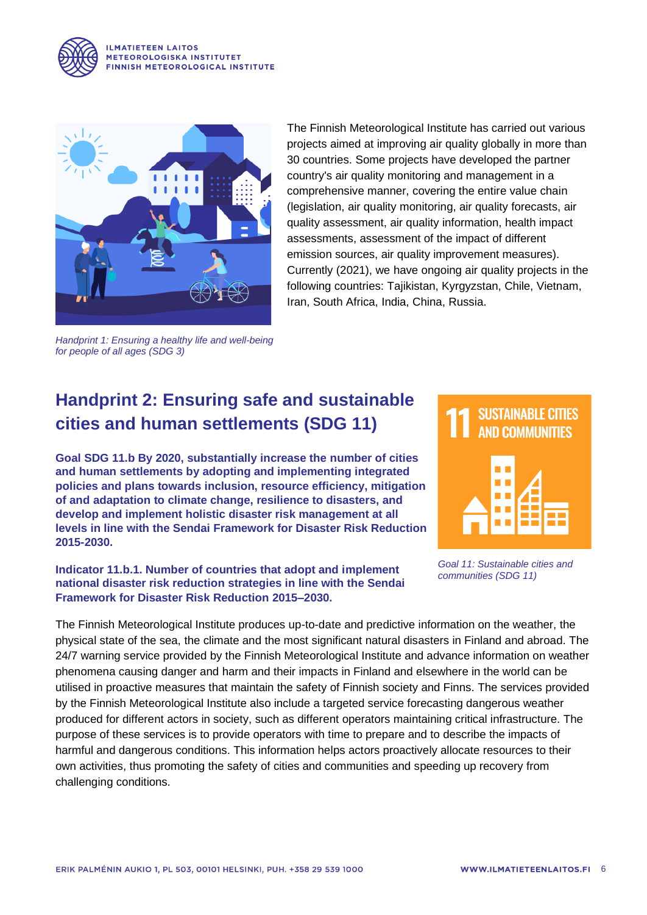The Finnish Meteorological Institute has carried out various projects aimed at improving air quality globally in more than 30 countries. Some projects have developed the partner country's air quality monitoring and management in a comprehensive manner, covering the entire value chain (legislation, air quality monitoring, air quality forecasts, air quality assessment, air quality information, health impact assessments, assessment of the impact of different emission sources, air quality improvement measures). Currently (2021), we have ongoing air quality projects in the following countries: Tajikistan, Kyrgyzstan, Chile, Vietnam, Iran, South Africa, India, China, Russia.

*Handprint 1: Ensuring a healthy life and well-being for people of all ages (SDG 3)*

## Handprint 2: Ensuring safe and sustainable cities and human settlements (SDG 11)

**Goal SDG 11.b By 2020, substantially increase the number of cities and human settlements by adopting and implementing integrated policies and plans towards inclusion, resource efficiency, mitigation of and adaptation to climate change, resilience to disasters, and develop and implement holistic disaster risk management at all levels in line with the Sendai Framework for Disaster Risk Reduction 2015-2030.**

**Indicator 11.b.1. Number of countries that adopt and implement national disaster risk reduction strategies in line with the Sendai Framework for Disaster Risk Reduction 2015–2030.**

11 SUSTAINABLE CITIES AND COMMUNITIES

*Goal 11: Sustainable cities and communities (SDG 11)*

The Finnish Meteorological Institute produces up-to-date and predictive information on the weather, the physical state of the sea, the climate and the most significant natural disasters in Finland and abroad. The 24/7 warning service provided by the Finnish Meteorological Institute and advance information on weather phenomena causing danger and harm and their impacts in Finland and elsewhere in the world can be utilised in proactive measures that maintain the safety of Finnish society and Finns. The services provided by the Finnish Meteorological Institute also include a targeted service forecasting dangerous weather produced for different actors in society, such as different operators maintaining critical infrastructure. The purpose of these services is to provide operators with time to prepare and to describe the impacts of harmful and dangerous conditions. This information helps actors proactively allocate resources to their own activities, thus promoting the safety of cities and communities and speeding up recovery from challenging conditions.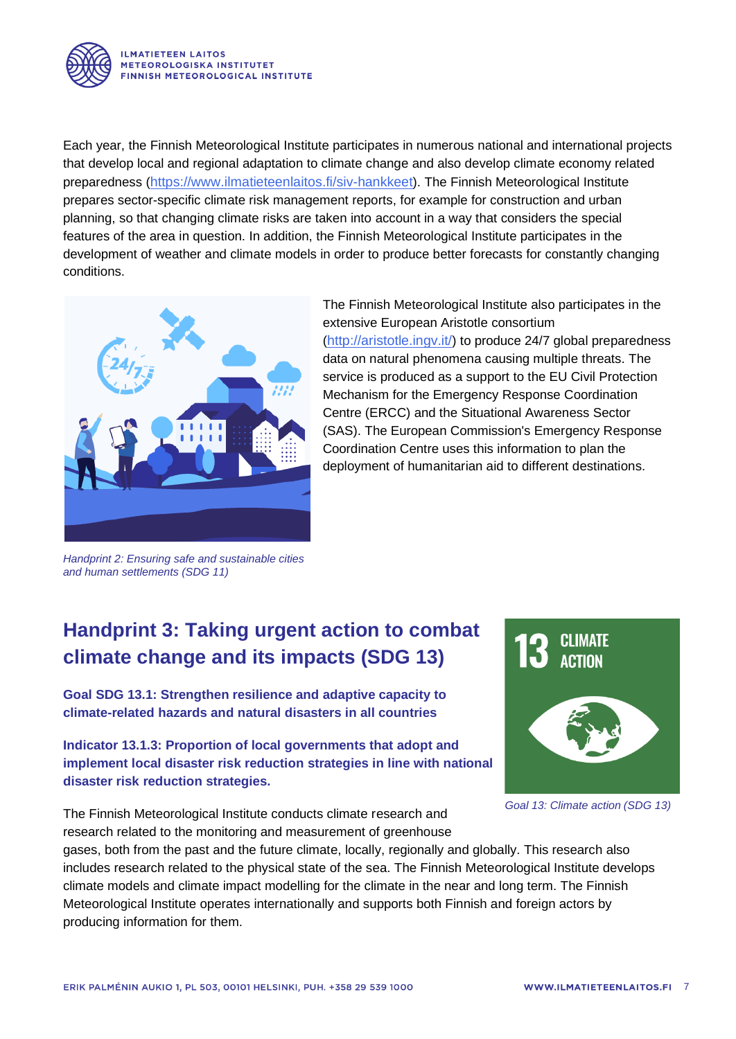Each year, the Finnish Meteorological Institute participates in numerous national and international projects that develop local and regional adaptation to climate change and also develop climate economy related preparedness (https://www.ilmatieteenlaitos.fi/siv-hankkeet). The Finnish Meteorological Institute prepares sector-specific climate risk management reports, for example for construction and urban planning, so that changing climate risks are taken into account in a way that considers the special features of the area in question. In addition, the Finnish Meteorological Institute participates in the development of weather and climate models in order to produce better forecasts for constantly changing conditions.

The Finnish Meteorological Institute also participates in the extensive European Aristotle consortium (http://aristotle.ingv.it/) to produce 24/7 global preparedness data on natural phenomena causing multiple threats. The service is produced as a support to the EU Civil Protection Mechanism for the Emergency Response Coordination Centre (ERCC) and the Situational Awareness Sector (SAS). The European Commission's Emergency Response Coordination Centre uses this information to plan the deployment of humanitarian aid to different destinations.

*Handprint 2: Ensuring safe and sustainable cities and human settlements (SDG 11)*

## Handprint 3: Taking urgent action to combat climate change and its impacts (SDG 13)

**Goal SDG 13.1: Strengthen resilience and adaptive capacity to climate-related hazards and natural disasters in all countries**

**Indicator 13.1.3: Proportion of local governments that adopt and implement local disaster risk reduction strategies in line with national disaster risk reduction strategies.**

*Goal 13: Climate action (SDG 13)*

The Finnish Meteorological Institute conducts climate research and research related to the monitoring and measurement of greenhouse gases, both from the past and the future climate, locally, regionally and globally. This research also includes research related to the physical state of the sea. The Finnish Meteorological Institute develops climate models and climate impact modelling for the climate in the near and long term. The Finnish Meteorological Institute operates internationally and supports both Finnish and foreign actors by producing information for them.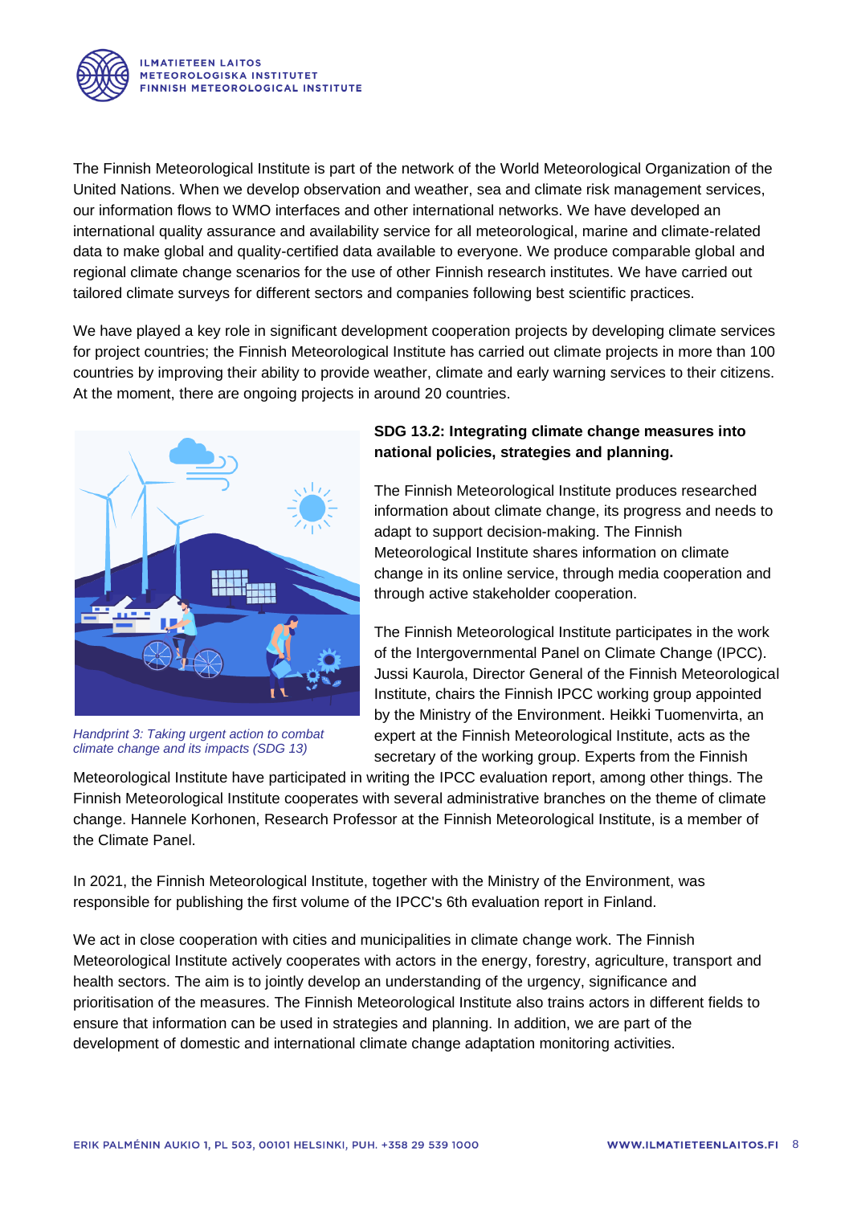The Finnish Meteorological Institute is part of the network of the World Meteorological Organization of the United Nations. When we develop observation and weather, sea and climate risk management services, our information flows to WMO interfaces and other international networks. We have developed an international quality assurance and availability service for all meteorological, marine and climate-related data to make global and quality-certified data available to everyone. We produce comparable global and regional climate change scenarios for the use of other Finnish research institutes. We have carried out tailored climate surveys for different sectors and companies following best scientific practices.

We have played a key role in significant development cooperation projects by developing climate services for project countries; the Finnish Meteorological Institute has carried out climate projects in more than 100 countries by improving their ability to provide weather, climate and early warning services to their citizens. At the moment, there are ongoing projects in around 20 countries.

*Handprint 3: Taking urgent action to combat climate change and its impacts (SDG 13)*

**SDG 13.2: Integrating climate change measures into national policies, strategies and planning.**

The Finnish Meteorological Institute produces researched information about climate change, its progress and needs to adapt to support decision-making. The Finnish Meteorological Institute shares information on climate change in its online service, through media cooperation and through active stakeholder cooperation.

The Finnish Meteorological Institute participates in the work of the Intergovernmental Panel on Climate Change (IPCC). Jussi Kaurola, Director General of the Finnish Meteorological Institute, chairs the Finnish IPCC working group appointed by the Ministry of the Environment. Heikki Tuomenvirta, an expert at the Finnish Meteorological Institute, acts as the secretary of the working group. Experts from the Finnish Meteorological Institute have participated in writing the IPCC evaluation report, among other things. The Finnish Meteorological Institute cooperates with several administrative branches on the theme of climate change. Hannele Korhonen, Research Professor at the Finnish Meteorological Institute, is a member of the Climate Panel.

In 2021, the Finnish Meteorological Institute, together with the Ministry of the Environment, was responsible for publishing the first volume of the IPCC's 6th evaluation report in Finland.

We act in close cooperation with cities and municipalities in climate change work. The Finnish Meteorological Institute actively cooperates with actors in the energy, forestry, agriculture, transport and health sectors. The aim is to jointly develop an understanding of the urgency, significance and prioritisation of the measures. The Finnish Meteorological Institute also trains actors in different fields to ensure that information can be used in strategies and planning. In addition, we are part of the development of domestic and international climate change adaptation monitoring activities.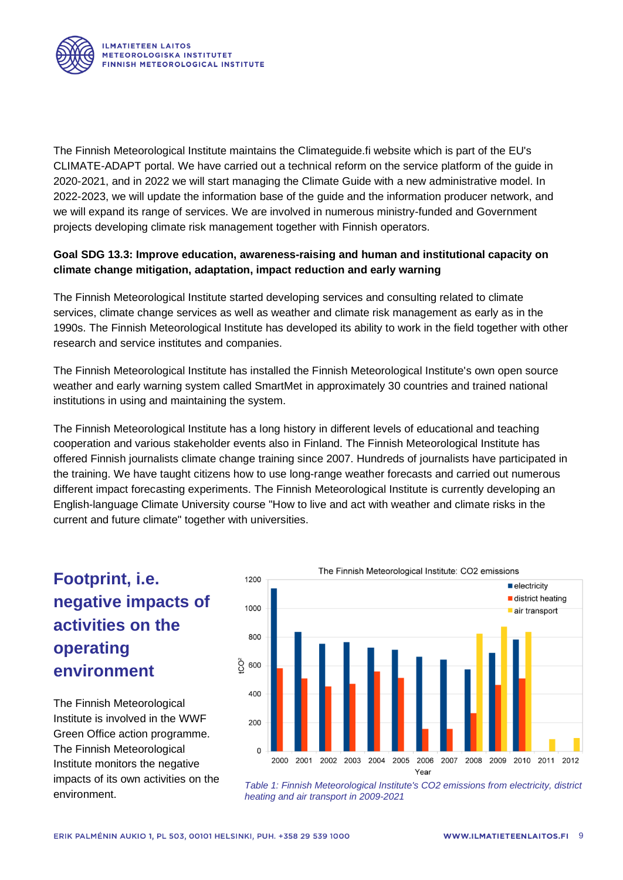The Finnish Meteorological Institute maintains the Climateguide.fi website which is part of the EU's CLIMATE-ADAPT portal. We have carried out a technical reform on the service platform of the guide in 2020-2021, and in 2022 we will start managing the Climate Guide with a new administrative model. In 2022-2023, we will update the information base of the guide and the information producer network, and we will expand its range of services. We are involved in numerous ministry-funded and Government projects developing climate risk management together with Finnish operators.

**Goal SDG 13.3: Improve education, awareness-raising and human and institutional capacity on climate change mitigation, adaptation, impact reduction and early warning**

The Finnish Meteorological Institute started developing services and consulting related to climate services, climate change services as well as weather and climate risk management as early as in the 1990s. The Finnish Meteorological Institute has developed its ability to work in the field together with other research and service institutes and companies.

The Finnish Meteorological Institute has installed the Finnish Meteorological Institute's own open source weather and early warning system called SmartMet in approximately 30 countries and trained national institutions in using and maintaining the system.

The Finnish Meteorological Institute has a long history in different levels of educational and teaching cooperation and various stakeholder events also in Finland. The Finnish Meteorological Institute has offered Finnish journalists climate change training since 2007. Hundreds of journalists have participated in the training. We have taught citizens how to use long-range weather forecasts and carried out numerous different impact forecasting experiments. The Finnish Meteorological Institute is currently developing an English-language Climate University course "How to live and act with weather and climate risks in the current and future climate" together with universities.

## Footprint, i.e. negative impacts of activities on the operating environment

The Finnish Meteorological Institute is involved in the WWF Green Office action programme. The Finnish Meteorological Institute monitors the negative impacts of its own activities on the environment.

*Table 1: Finnish Meteorological Institute's CO2 emissions from electricity, district heating and air transport in 2009-2021*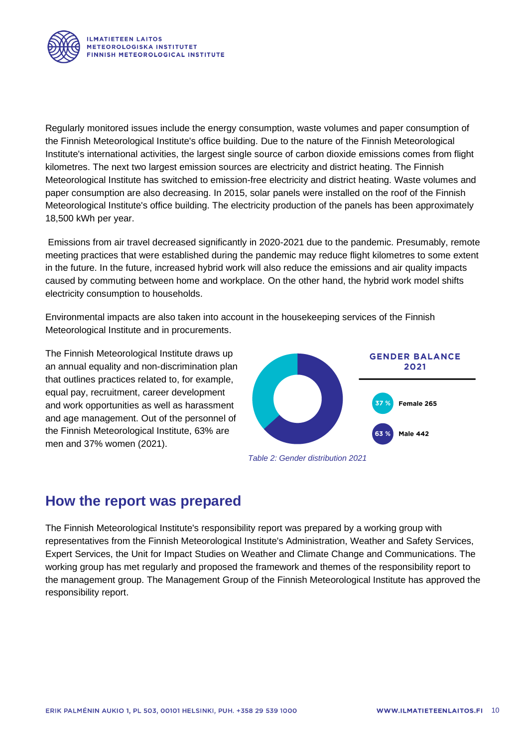Regularly monitored issues include the energy consumption, waste volumes and paper consumption of the Finnish Meteorological Institute's office building. Due to the nature of the Finnish Meteorological Institute's international activities, the largest single source of carbon dioxide emissions comes from flight kilometres. The next two largest emission sources are electricity and district heating. The Finnish Meteorological Institute has switched to emission-free electricity and district heating. Waste volumes and paper consumption are also decreasing. In 2015, solar panels were installed on the roof of the Finnish Meteorological Institute's office building. The electricity production of the panels has been approximately 18,500 kWh per year.

Emissions from air travel decreased significantly in 2020-2021 due to the pandemic. Presumably, remote meeting practices that were established during the pandemic may reduce flight kilometres to some extent in the future. In the future, increased hybrid work will also reduce the emissions and air quality impacts caused by commuting between home and workplace. On the other hand, the hybrid work model shifts electricity consumption to households.

Environmental impacts are also taken into account in the housekeeping services of the Finnish Meteorological Institute and in procurements.

The Finnish Meteorological Institute draws up an annual equality and non-discrimination plan that outlines practices related to, for example, equal pay, recruitment, career development and work opportunities as well as harassment and age management. Out of the personnel of the Finnish Meteorological Institute, 63% are men and 37% women (2021).

GENDER BALANCE 2021

37 % Female 265

63 % Male 442

*Table 2: Gender distribution 2021*

## How the report was prepared

The Finnish Meteorological Institute's responsibility report was prepared by a working group with representatives from the Finnish Meteorological Institute's Administration, Weather and Safety Services, Expert Services, the Unit for Impact Studies on Weather and Climate Change and Communications. The working group has met regularly and proposed the framework and themes of the responsibility report to the management group. The Management Group of the Finnish Meteorological Institute has approved the responsibility report.